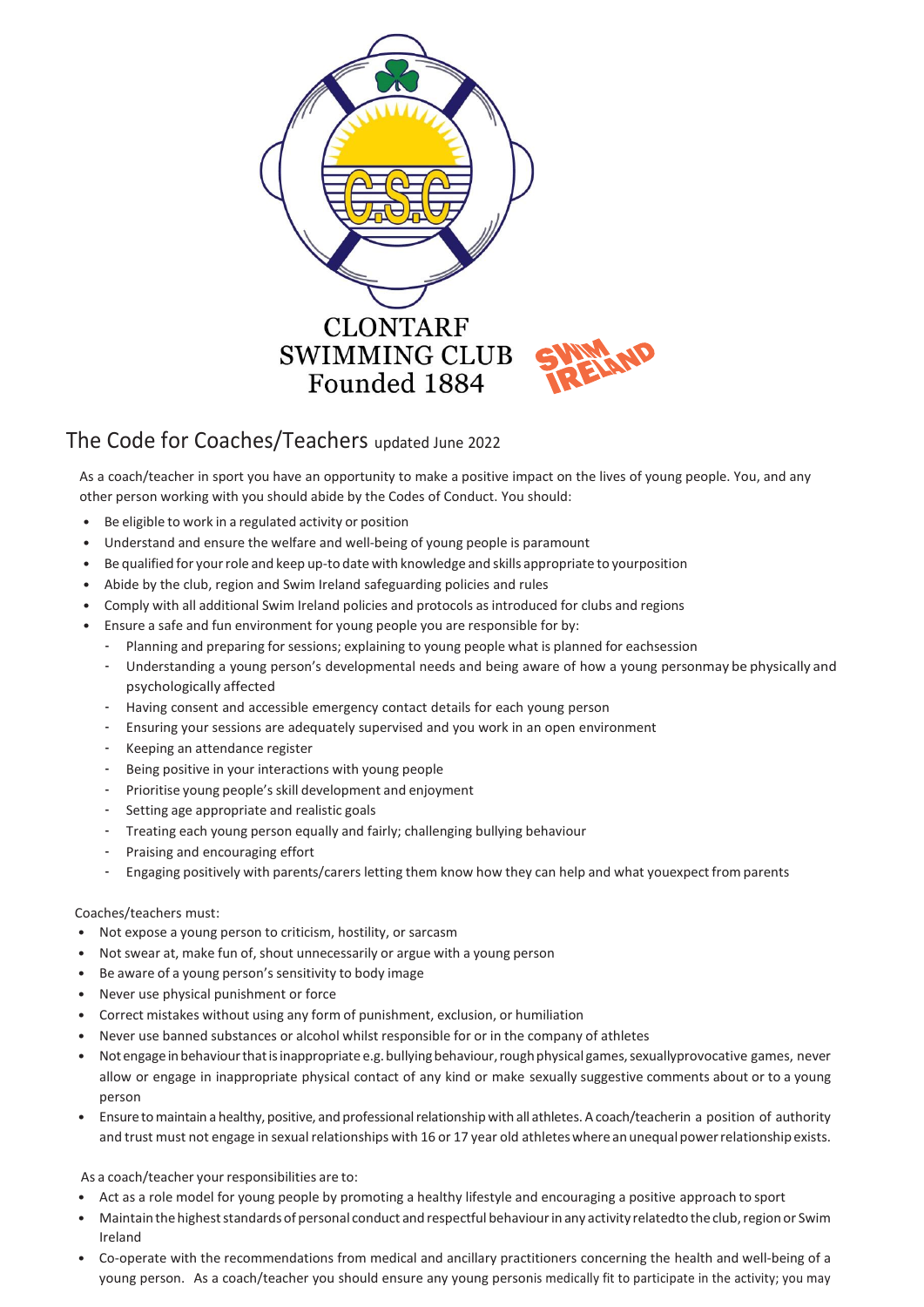CLONTARF SWIMMING CLUB
Founded 1884

# The Code for Coaches/Teachers updated June 2022

As a coach/teacher in sport you have an opportunity to make a positive impact on the lives of young people. You, and any other person working with you should abide by the Codes of Conduct. You should:

- Be eligible to work in a regulated activity or position
- Understand and ensure the welfare and well-being of young people is paramount
- Be qualified for your role and keep up-to date with knowledge and skills appropriate to yourposition
- Abide by the club, region and Swim Ireland safeguarding policies and rules
- Comply with all additional Swim Ireland policies and protocols as introduced for clubs and regions
- Ensure a safe and fun environment for young people you are responsible for by:
  - Planning and preparing for sessions; explaining to young people what is planned for eachsession
  - Understanding a young person's developmental needs and being aware of how a young personmay be physically and psychologically affected
  - Having consent and accessible emergency contact details for each young person
  - Ensuring your sessions are adequately supervised and you work in an open environment
  - Keeping an attendance register
  - Being positive in your interactions with young people
  - Prioritise young people's skill development and enjoyment
  - Setting age appropriate and realistic goals
  - Treating each young person equally and fairly; challenging bullying behaviour
  - Praising and encouraging effort
  - Engaging positively with parents/carers letting them know how they can help and what youexpect from parents

Coaches/teachers must:

- Not expose a young person to criticism, hostility, or sarcasm
- Not swear at, make fun of, shout unnecessarily or argue with a young person
- Be aware of a young person's sensitivity to body image
- Never use physical punishment or force
- Correct mistakes without using any form of punishment, exclusion, or humiliation
- Never use banned substances or alcohol whilst responsible for or in the company of athletes
- Not engage in behaviour that is inappropriate e.g. bullying behaviour, rough physical games, sexuallyprovocative games, never allow or engage in inappropriate physical contact of any kind or make sexually suggestive comments about or to a young person
- Ensure to maintain a healthy, positive, and professional relationship with all athletes. A coach/teacherin a position of authority and trust must not engage in sexual relationships with 16 or 17 year old athletes where an unequal power relationship exists.

As a coach/teacher your responsibilities are to:

- Act as a role model for young people by promoting a healthy lifestyle and encouraging a positive approach to sport
- Maintain the highest standards of personal conduct and respectful behaviour in any activity relatedto the club, region or Swim Ireland
- Co-operate with the recommendations from medical and ancillary practitioners concerning the health and well-being of a young person. As a coach/teacher you should ensure any young personis medically fit to participate in the activity; you may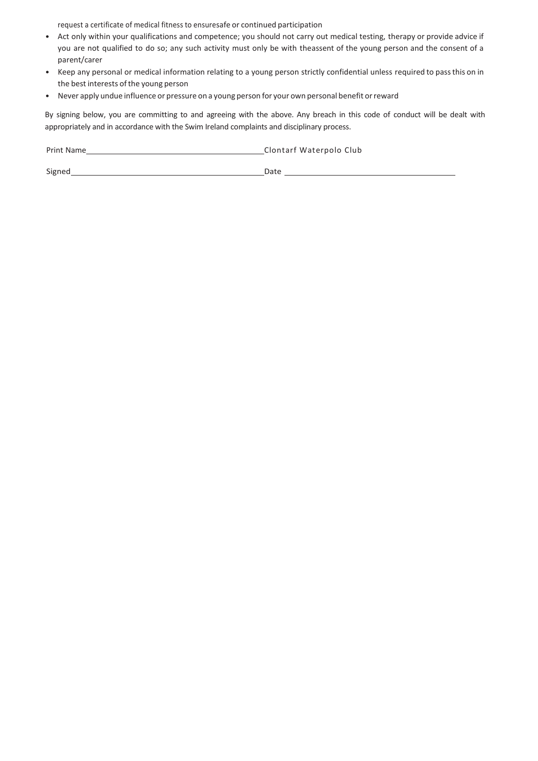request a certificate of medical fitness to ensuresafe or continued participation

- Act only within your qualifications and competence; you should not carry out medical testing, therapy or provide advice if you are not qualified to do so; any such activity must only be with theassent of the young person and the consent of a parent/carer
- Keep any personal or medical information relating to a young person strictly confidential unless required to pass this on in the best interests of the young person
- Never apply undue influence or pressure on a young person for your own personal benefit or reward

By signing below, you are committing to and agreeing with the above. Any breach in this code of conduct will be dealt with appropriately and in accordance with the Swim Ireland complaints and disciplinary process.

Print Name________________________________ Clontarf Waterpolo Club

Signed____________________________________ Date ____________________________________